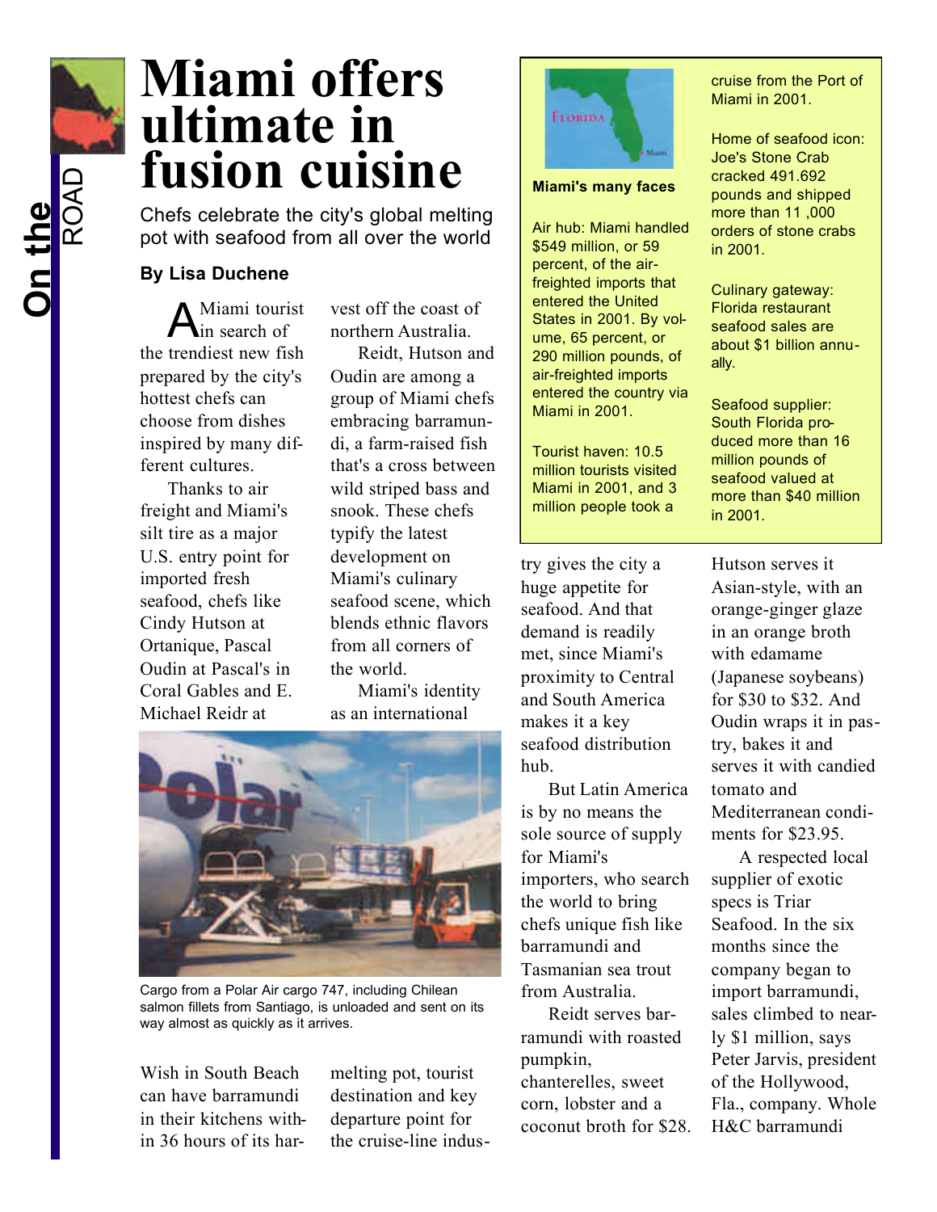# Miami offers ultimate in fusion cuisine

Chefs celebrate the city's global melting pot with seafood from all over the world

**By Lisa Duchene**

A Miami tourist in search of the trendiest new fish prepared by the city's hottest chefs can choose from dishes inspired by many different cultures.

Thanks to air freight and Miami's silt tire as a major U.S. entry point for imported fresh seafood, chefs like Cindy Hutson at Ortanique, Pascal Oudin at Pascal's in Coral Gables and E. Michael Reidr at Wish in South Beach can have barramundi in their kitchens within 36 hours of its harvest off the coast of northern Australia.

Reidt, Hutson and Oudin are among a group of Miami chefs embracing barramundi, a farm-raised fish that's a cross between wild striped bass and snook. These chefs typify the latest development on Miami's culinary seafood scene, which blends ethnic flavors from all corners of the world.

Miami's identity as an international melting pot, tourist destination and key departure point for the cruise-line industry gives the city a huge appetite for seafood. And that demand is readily met, since Miami's proximity to Central and South America makes it a key seafood distribution hub.

Cargo from a Polar Air cargo 747, including Chilean salmon fillets from Santiago, is unloaded and sent on its way almost as quickly as it arrives.

**Miami's many faces**

Air hub: Miami handled $549 million, or 59 percent, of the air-freighted imports that entered the United States in 2001. By volume, 65 percent, or 290 million pounds, of air-freighted imports entered the country via Miami in 2001.

Tourist haven: 10.5 million tourists visited Miami in 2001, and 3 million people took a cruise from the Port of Miami in 2001.

Home of seafood icon: Joe's Stone Crab cracked 491.692 pounds and shipped more than 11 ,000 orders of stone crabs in 2001.

Culinary gateway: Florida restaurant seafood sales are about $1 billion annually.

Seafood supplier: South Florida produced more than 16 million pounds of seafood valued at more than $40 million in 2001.

But Latin America is by no means the sole source of supply for Miami's importers, who search the world to bring chefs unique fish like barramundi and Tasmanian sea trout from Australia.

Reidt serves barramundi with roasted pumpkin, chanterelles, sweet corn, lobster and a coconut broth for $28. Hutson serves it Asian-style, with an orange-ginger glaze in an orange broth with edamame (Japanese soybeans) for $30 to $32. And Oudin wraps it in pastry, bakes it and serves it with candied tomato and Mediterranean condiments for $23.95.

A respected local supplier of exotic specs is Triar Seafood. In the six months since the company began to import barramundi, sales climbed to nearly $1 million, says Peter Jarvis, president of the Hollywood, Fla., company. Whole H&C barramundi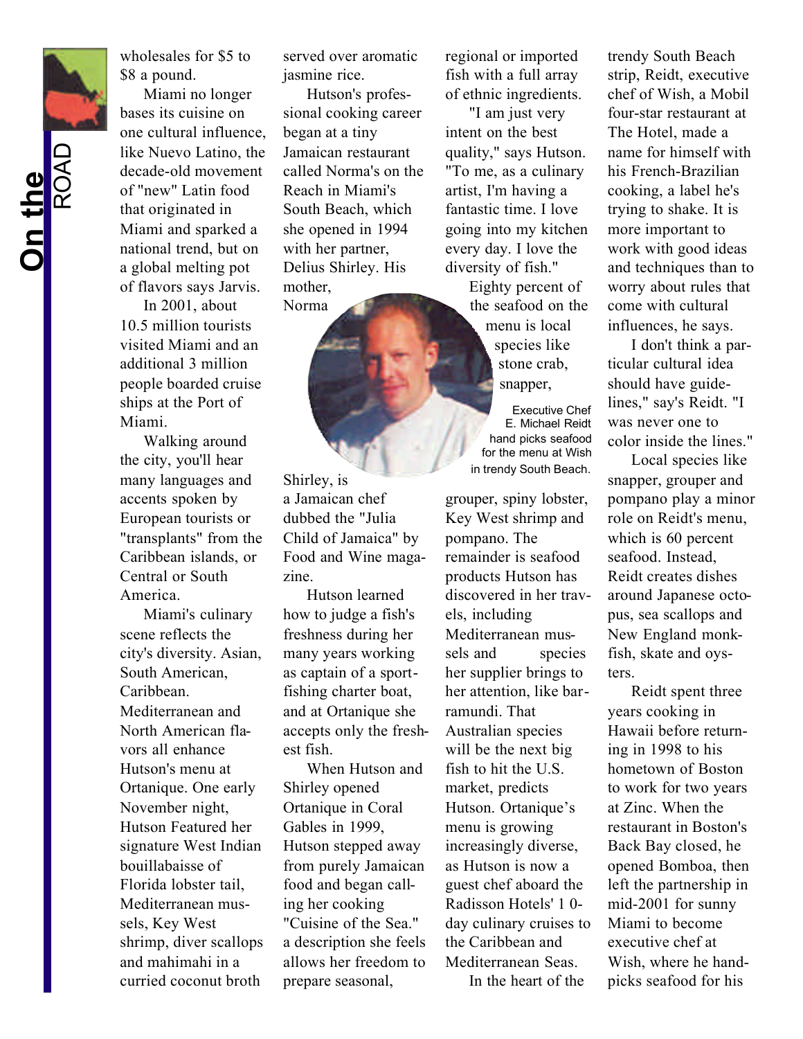wholesales for $5 to $8 a pound.

Miami no longer bases its cuisine on one cultural influence, like Nuevo Latino, the decade-old movement of "new" Latin food that originated in Miami and sparked a national trend, but on a global melting pot of flavors says Jarvis.

In 2001, about 10.5 million tourists visited Miami and an additional 3 million people boarded cruise ships at the Port of Miami.

Walking around the city, you'll hear many languages and accents spoken by European tourists or "transplants" from the Caribbean islands, or Central or South America.

Miami's culinary scene reflects the city's diversity. Asian, South American, Caribbean. Mediterranean and North American flavors all enhance Hutson's menu at Ortanique. One early November night, Hutson Featured her signature West Indian bouillabaisse of Florida lobster tail, Mediterranean mussels, Key West shrimp, diver scallops and mahimahi in a curried coconut broth served over aromatic jasmine rice.

Hutson's professional cooking career began at a tiny Jamaican restaurant called Norma's on the Reach in Miami's South Beach, which she opened in 1994 with her partner, Delius Shirley. His mother, Norma Shirley, is a Jamaican chef dubbed the "Julia Child of Jamaica" by Food and Wine magazine.

Hutson learned how to judge a fish's freshness during her many years working as captain of a sport-fishing charter boat, and at Ortanique she accepts only the freshest fish.

When Hutson and Shirley opened Ortanique in Coral Gables in 1999, Hutson stepped away from purely Jamaican food and began calling her cooking "Cuisine of the Sea." a description she feels allows her freedom to prepare seasonal, regional or imported fish with a full array of ethnic ingredients.

"I am just very intent on the best quality," says Hutson. "To me, as a culinary artist, I'm having a fantastic time. I love going into my kitchen every day. I love the diversity of fish."

Eighty percent of the seafood on the menu is local species like stone crab, snapper, grouper, spiny lobster, Key West shrimp and pompano. The remainder is seafood products Hutson has discovered in her travels, including Mediterranean mussels and species her supplier brings to her attention, like barramundi. That Australian species will be the next big fish to hit the U.S. market, predicts Hutson. Ortanique's menu is growing increasingly diverse, as Hutson is now a guest chef aboard the Radisson Hotels' 1 0-day culinary cruises to the Caribbean and Mediterranean Seas.

Executive Chef E. Michael Reidt hand picks seafood for the menu at Wish in trendy South Beach.

In the heart of the trendy South Beach strip, Reidt, executive chef of Wish, a Mobil four-star restaurant at The Hotel, made a name for himself with his French-Brazilian cooking, a label he's trying to shake. It is more important to work with good ideas and techniques than to worry about rules that come with cultural influences, he says.

I don't think a particular cultural idea should have guidelines," say's Reidt. "I was never one to color inside the lines."

Local species like snapper, grouper and pompano play a minor role on Reidt's menu, which is 60 percent seafood. Instead, Reidt creates dishes around Japanese octopus, sea scallops and New England monkfish, skate and oysters.

Reidt spent three years cooking in Hawaii before returning in 1998 to his hometown of Boston to work for two years at Zinc. When the restaurant in Boston's Back Bay closed, he opened Bomboa, then left the partnership in mid-2001 for sunny Miami to become executive chef at Wish, where he hand-picks seafood for his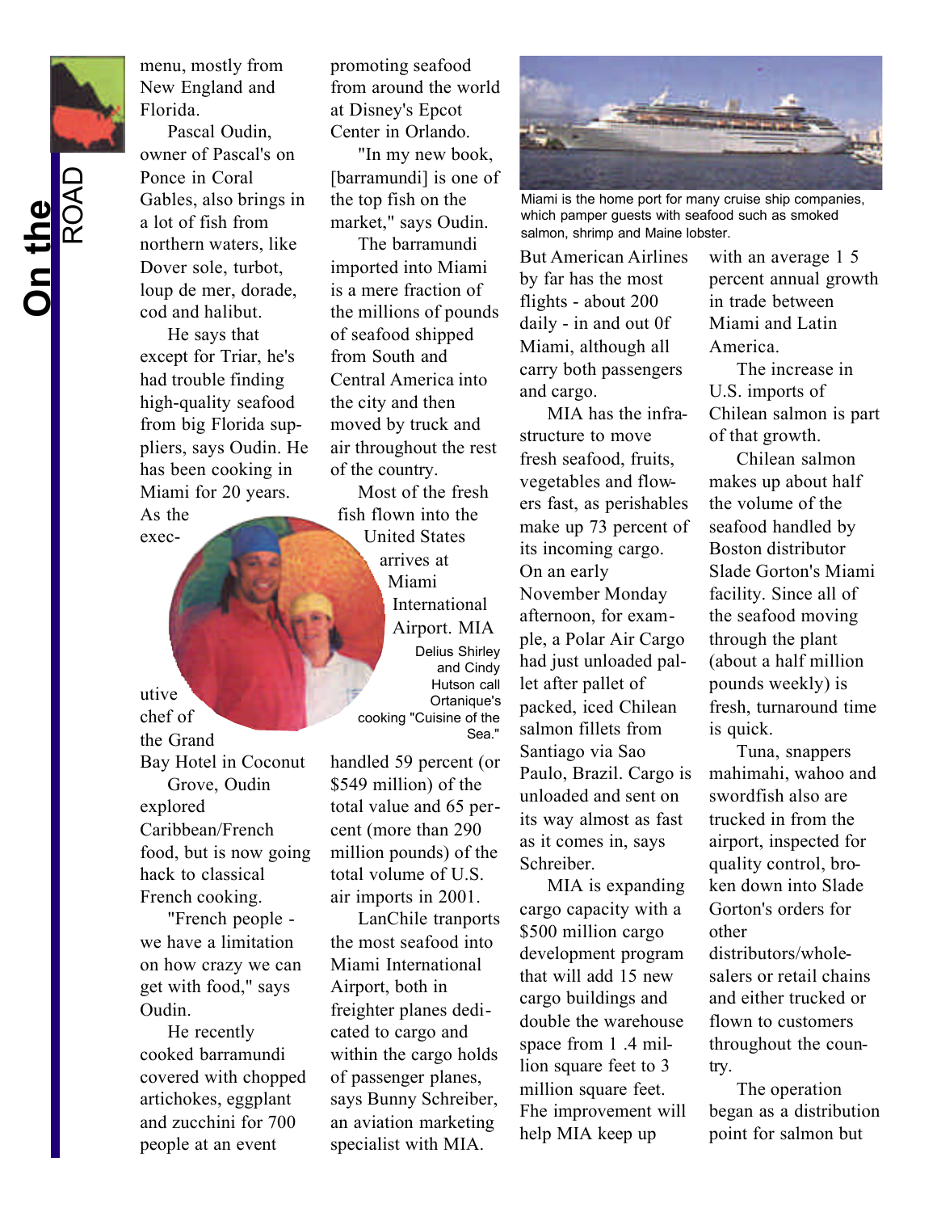menu, mostly from New England and Florida.

Pascal Oudin, owner of Pascal's on Ponce in Coral Gables, also brings in a lot of fish from northern waters, like Dover sole, turbot, loup de mer, dorade, cod and halibut.

He says that except for Triar, he's had trouble finding high-quality seafood from big Florida suppliers, says Oudin. He has been cooking in Miami for 20 years. As the executive chef of the Grand Bay Hotel in Coconut Grove, Oudin explored Caribbean/French food, but is now going hack to classical French cooking.

"French people - we have a limitation on how crazy we can get with food," says Oudin.

He recently cooked barramundi covered with chopped artichokes, eggplant and zucchini for 700 people at an event promoting seafood from around the world at Disney's Epcot Center in Orlando.

"In my new book, [barramundi] is one of the top fish on the market," says Oudin.

The barramundi imported into Miami is a mere fraction of the millions of pounds of seafood shipped from South and Central America into the city and then moved by truck and air throughout the rest of the country.

Most of the fresh fish flown into the United States arrives at Miami International Airport. MIA handled 59 percent (or $549 million) of the total value and 65 percent (more than 290 million pounds) of the total volume of U.S. air imports in 2001.

Delius Shirley and Cindy Hutson call Ortanique's cooking "Cuisine of the Sea."

LanChile tranports the most seafood into Miami International Airport, both in freighter planes dedicated to cargo and within the cargo holds of passenger planes, says Bunny Schreiber, an aviation marketing specialist with MIA.

Miami is the home port for many cruise ship companies, which pamper guests with seafood such as smoked salmon, shrimp and Maine lobster.

But American Airlines by far has the most flights - about 200 daily - in and out 0f Miami, although all carry both passengers and cargo.

MIA has the infrastructure to move fresh seafood, fruits, vegetables and flowers fast, as perishables make up 73 percent of its incoming cargo. On an early November Monday afternoon, for example, a Polar Air Cargo had just unloaded pallet after pallet of packed, iced Chilean salmon fillets from Santiago via Sao Paulo, Brazil. Cargo is unloaded and sent on its way almost as fast as it comes in, says Schreiber.

MIA is expanding cargo capacity with a $500 million cargo development program that will add 15 new cargo buildings and double the warehouse space from 1 .4 million square feet to 3 million square feet. Fhe improvement will help MIA keep up with an average 1 5 percent annual growth in trade between Miami and Latin America.

The increase in U.S. imports of Chilean salmon is part of that growth.

Chilean salmon makes up about half the volume of the seafood handled by Boston distributor Slade Gorton's Miami facility. Since all of the seafood moving through the plant (about a half million pounds weekly) is fresh, turnaround time is quick.

Tuna, snappers mahimahi, wahoo and swordfish also are trucked in from the airport, inspected for quality control, broken down into Slade Gorton's orders for other distributors/wholesalers or retail chains and either trucked or flown to customers throughout the country.

The operation began as a distribution point for salmon but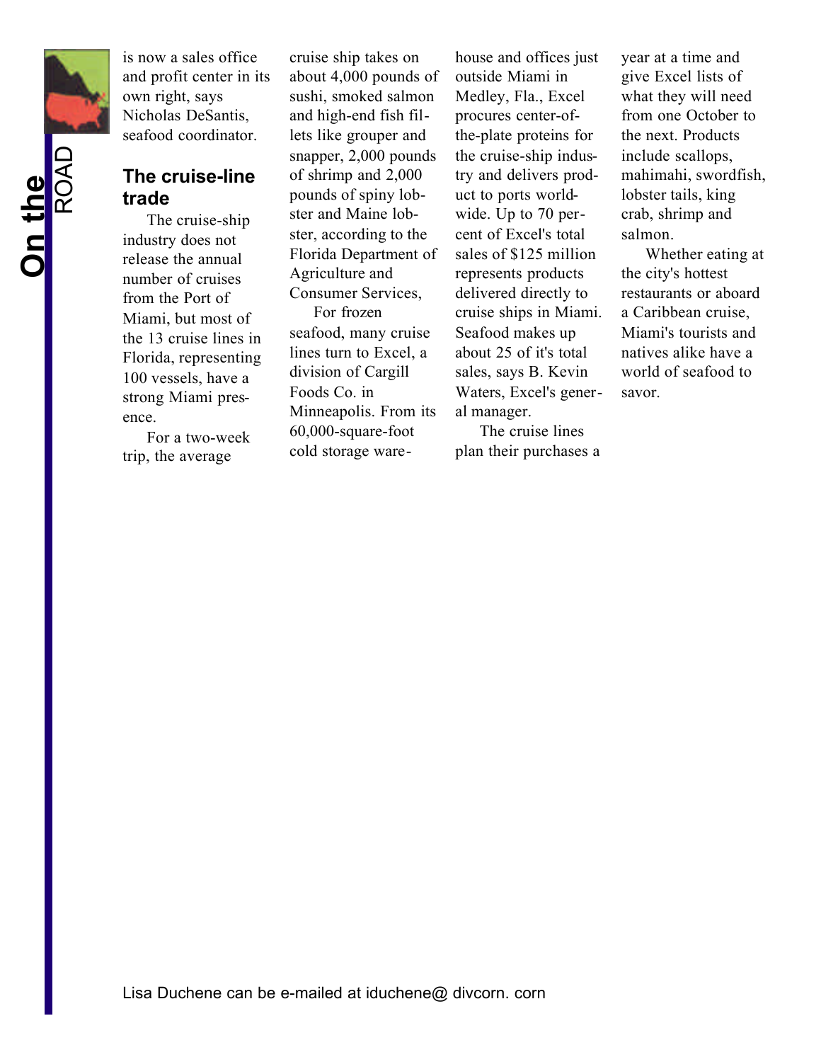is now a sales office and profit center in its own right, says Nicholas DeSantis, seafood coordinator.

## The cruise-line trade

The cruise-ship industry does not release the annual number of cruises from the Port of Miami, but most of the 13 cruise lines in Florida, representing 100 vessels, have a strong Miami presence.

For a two-week trip, the average cruise ship takes on about 4,000 pounds of sushi, smoked salmon and high-end fish fillets like grouper and snapper, 2,000 pounds of shrimp and 2,000 pounds of spiny lobster and Maine lobster, according to the Florida Department of Agriculture and Consumer Services,

For frozen seafood, many cruise lines turn to Excel, a division of Cargill Foods Co. in Minneapolis. From its 60,000-square-foot cold storage warehouse and offices just outside Miami in Medley, Fla., Excel procures center-of-the-plate proteins for the cruise-ship industry and delivers product to ports worldwide. Up to 70 percent of Excel's total sales of $125 million represents products delivered directly to cruise ships in Miami. Seafood makes up about 25 of it's total sales, says B. Kevin Waters, Excel's general manager.

The cruise lines plan their purchases a year at a time and give Excel lists of what they will need from one October to the next. Products include scallops, mahimahi, swordfish, lobster tails, king crab, shrimp and salmon.

Whether eating at the city's hottest restaurants or aboard a Caribbean cruise, Miami's tourists and natives alike have a world of seafood to savor.

Lisa Duchene can be e-mailed at iduchene@ divcorn. corn